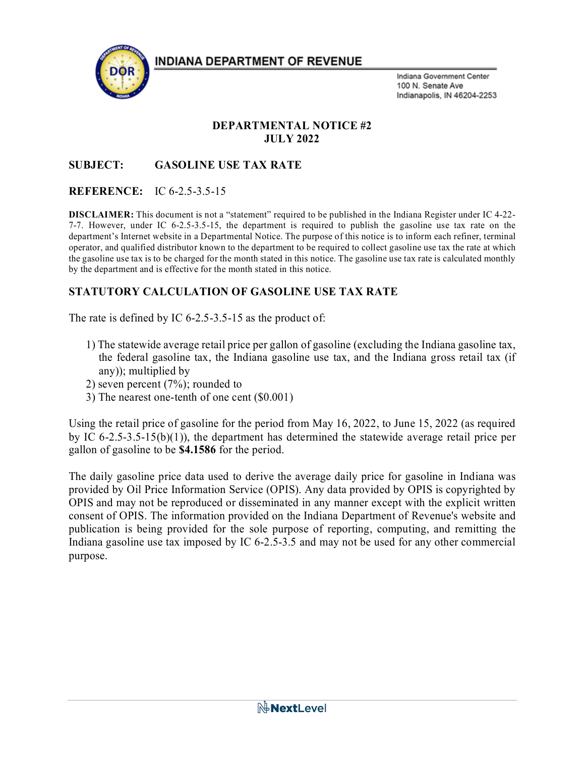# INDIANA DEPARTMENT OF REVENUE

Indiana Government Center
100 N. Senate Ave
Indianapolis, IN 46204-2253

**DEPARTMENTAL NOTICE #2**
**JULY 2022**

**SUBJECT:** **GASOLINE USE TAX RATE**

**REFERENCE:** IC 6-2.5-3.5-15

**DISCLAIMER:** This document is not a "statement" required to be published in the Indiana Register under IC 4-22-7-7. However, under IC 6-2.5-3.5-15, the department is required to publish the gasoline use tax rate on the department's Internet website in a Departmental Notice. The purpose of this notice is to inform each refiner, terminal operator, and qualified distributor known to the department to be required to collect gasoline use tax the rate at which the gasoline use tax is to be charged for the month stated in this notice. The gasoline use tax rate is calculated monthly by the department and is effective for the month stated in this notice.

## STATUTORY CALCULATION OF GASOLINE USE TAX RATE

The rate is defined by IC 6-2.5-3.5-15 as the product of:

1) The statewide average retail price per gallon of gasoline (excluding the Indiana gasoline tax, the federal gasoline tax, the Indiana gasoline use tax, and the Indiana gross retail tax (if any)); multiplied by
2) seven percent (7%); rounded to
3) The nearest one-tenth of one cent ($0.001)

Using the retail price of gasoline for the period from May 16, 2022, to June 15, 2022 (as required by IC 6-2.5-3.5-15(b)(1)), the department has determined the statewide average retail price per gallon of gasoline to be **$4.1586** for the period.

The daily gasoline price data used to derive the average daily price for gasoline in Indiana was provided by Oil Price Information Service (OPIS). Any data provided by OPIS is copyrighted by OPIS and may not be reproduced or disseminated in any manner except with the explicit written consent of OPIS. The information provided on the Indiana Department of Revenue's website and publication is being provided for the sole purpose of reporting, computing, and remitting the Indiana gasoline use tax imposed by IC 6-2.5-3.5 and may not be used for any other commercial purpose.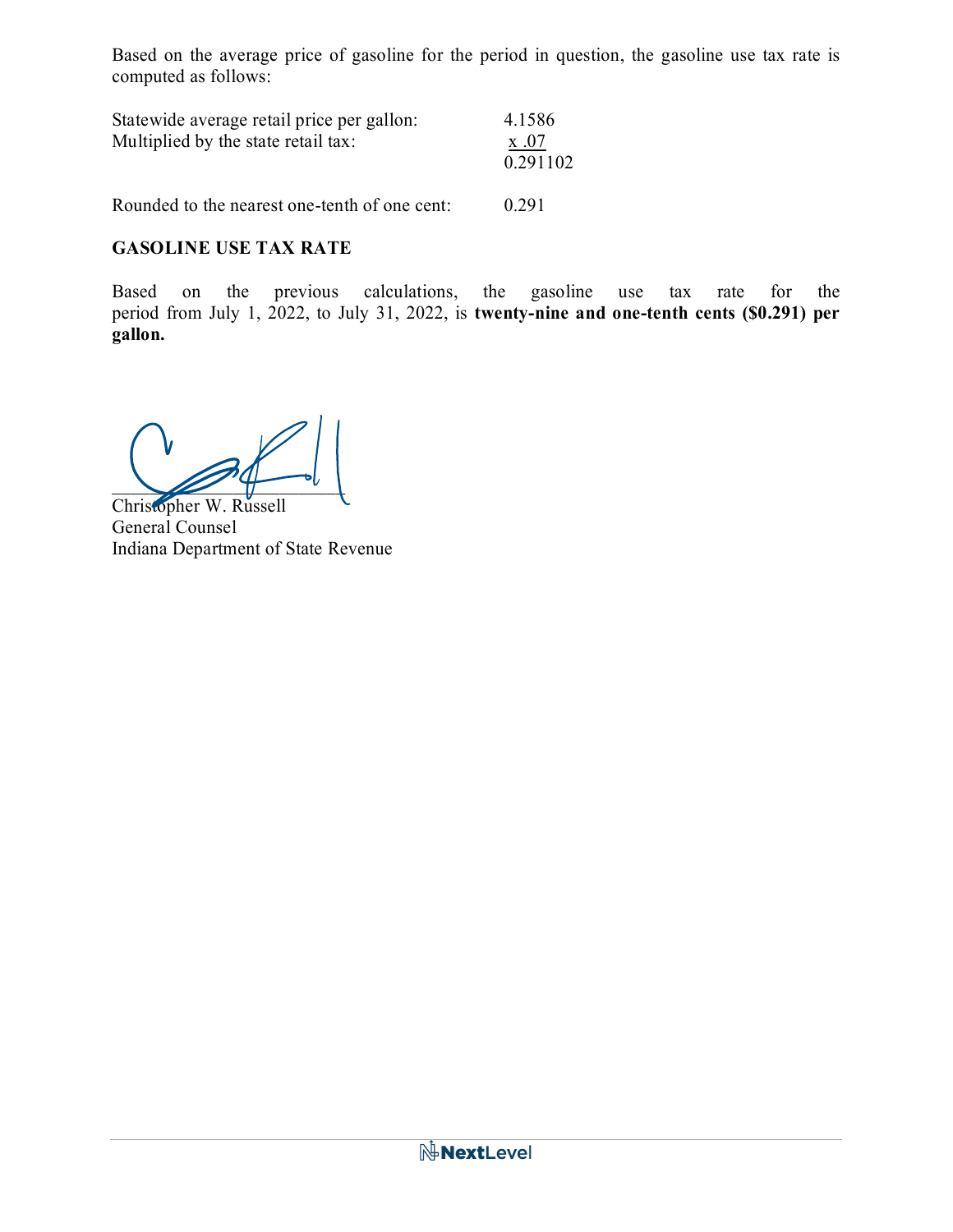Based on the average price of gasoline for the period in question, the gasoline use tax rate is computed as follows:

| | |
|---|---|
| Statewide average retail price per gallon: | 4.1586 |
| Multiplied by the state retail tax: | x .07 |
| | 0.291102 |
| Rounded to the nearest one-tenth of one cent: | 0.291 |

**GASOLINE USE TAX RATE**

Based on the previous calculations, the gasoline use tax rate for the period from July 1, 2022, to July 31, 2022, is **twenty-nine and one-tenth cents ($0.291) per gallon.**

Christopher W. Russell
General Counsel
Indiana Department of State Revenue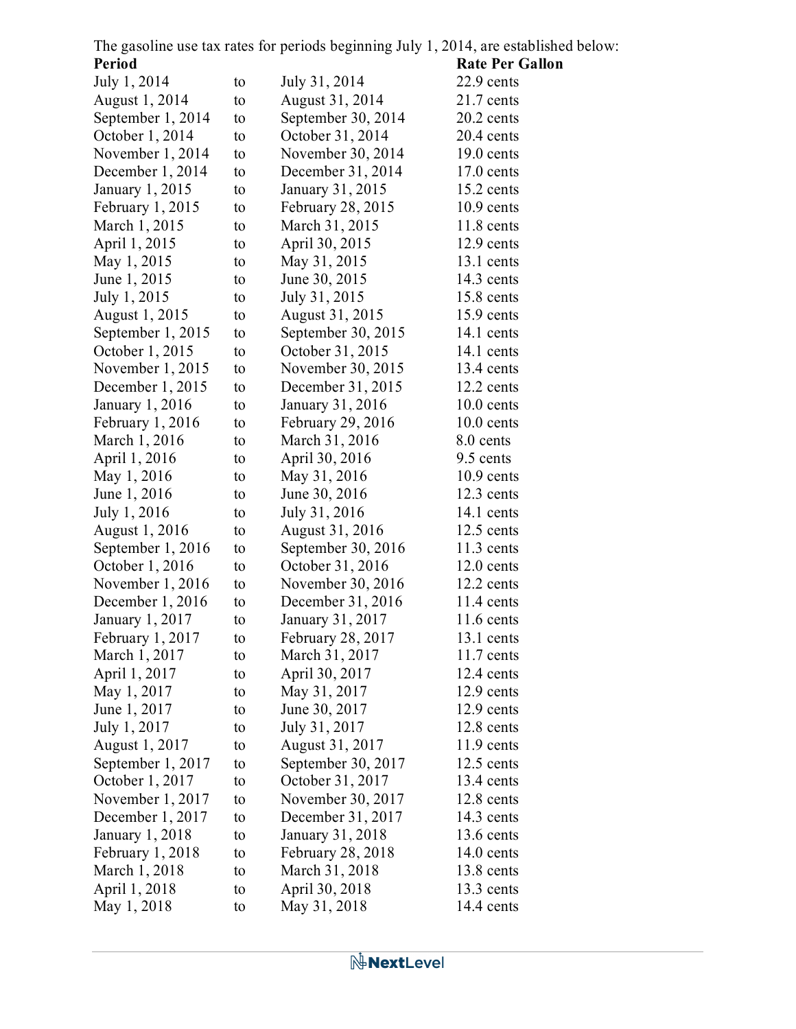The gasoline use tax rates for periods beginning July 1, 2014, are established below:

| **Period** | | | **Rate Per Gallon** |
|---|---|---|---|
| July 1, 2014 | to | July 31, 2014 | 22.9 cents |
| August 1, 2014 | to | August 31, 2014 | 21.7 cents |
| September 1, 2014 | to | September 30, 2014 | 20.2 cents |
| October 1, 2014 | to | October 31, 2014 | 20.4 cents |
| November 1, 2014 | to | November 30, 2014 | 19.0 cents |
| December 1, 2014 | to | December 31, 2014 | 17.0 cents |
| January 1, 2015 | to | January 31, 2015 | 15.2 cents |
| February 1, 2015 | to | February 28, 2015 | 10.9 cents |
| March 1, 2015 | to | March 31, 2015 | 11.8 cents |
| April 1, 2015 | to | April 30, 2015 | 12.9 cents |
| May 1, 2015 | to | May 31, 2015 | 13.1 cents |
| June 1, 2015 | to | June 30, 2015 | 14.3 cents |
| July 1, 2015 | to | July 31, 2015 | 15.8 cents |
| August 1, 2015 | to | August 31, 2015 | 15.9 cents |
| September 1, 2015 | to | September 30, 2015 | 14.1 cents |
| October 1, 2015 | to | October 31, 2015 | 14.1 cents |
| November 1, 2015 | to | November 30, 2015 | 13.4 cents |
| December 1, 2015 | to | December 31, 2015 | 12.2 cents |
| January 1, 2016 | to | January 31, 2016 | 10.0 cents |
| February 1, 2016 | to | February 29, 2016 | 10.0 cents |
| March 1, 2016 | to | March 31, 2016 | 8.0 cents |
| April 1, 2016 | to | April 30, 2016 | 9.5 cents |
| May 1, 2016 | to | May 31, 2016 | 10.9 cents |
| June 1, 2016 | to | June 30, 2016 | 12.3 cents |
| July 1, 2016 | to | July 31, 2016 | 14.1 cents |
| August 1, 2016 | to | August 31, 2016 | 12.5 cents |
| September 1, 2016 | to | September 30, 2016 | 11.3 cents |
| October 1, 2016 | to | October 31, 2016 | 12.0 cents |
| November 1, 2016 | to | November 30, 2016 | 12.2 cents |
| December 1, 2016 | to | December 31, 2016 | 11.4 cents |
| January 1, 2017 | to | January 31, 2017 | 11.6 cents |
| February 1, 2017 | to | February 28, 2017 | 13.1 cents |
| March 1, 2017 | to | March 31, 2017 | 11.7 cents |
| April 1, 2017 | to | April 30, 2017 | 12.4 cents |
| May 1, 2017 | to | May 31, 2017 | 12.9 cents |
| June 1, 2017 | to | June 30, 2017 | 12.9 cents |
| July 1, 2017 | to | July 31, 2017 | 12.8 cents |
| August 1, 2017 | to | August 31, 2017 | 11.9 cents |
| September 1, 2017 | to | September 30, 2017 | 12.5 cents |
| October 1, 2017 | to | October 31, 2017 | 13.4 cents |
| November 1, 2017 | to | November 30, 2017 | 12.8 cents |
| December 1, 2017 | to | December 31, 2017 | 14.3 cents |
| January 1, 2018 | to | January 31, 2018 | 13.6 cents |
| February 1, 2018 | to | February 28, 2018 | 14.0 cents |
| March 1, 2018 | to | March 31, 2018 | 13.8 cents |
| April 1, 2018 | to | April 30, 2018 | 13.3 cents |
| May 1, 2018 | to | May 31, 2018 | 14.4 cents |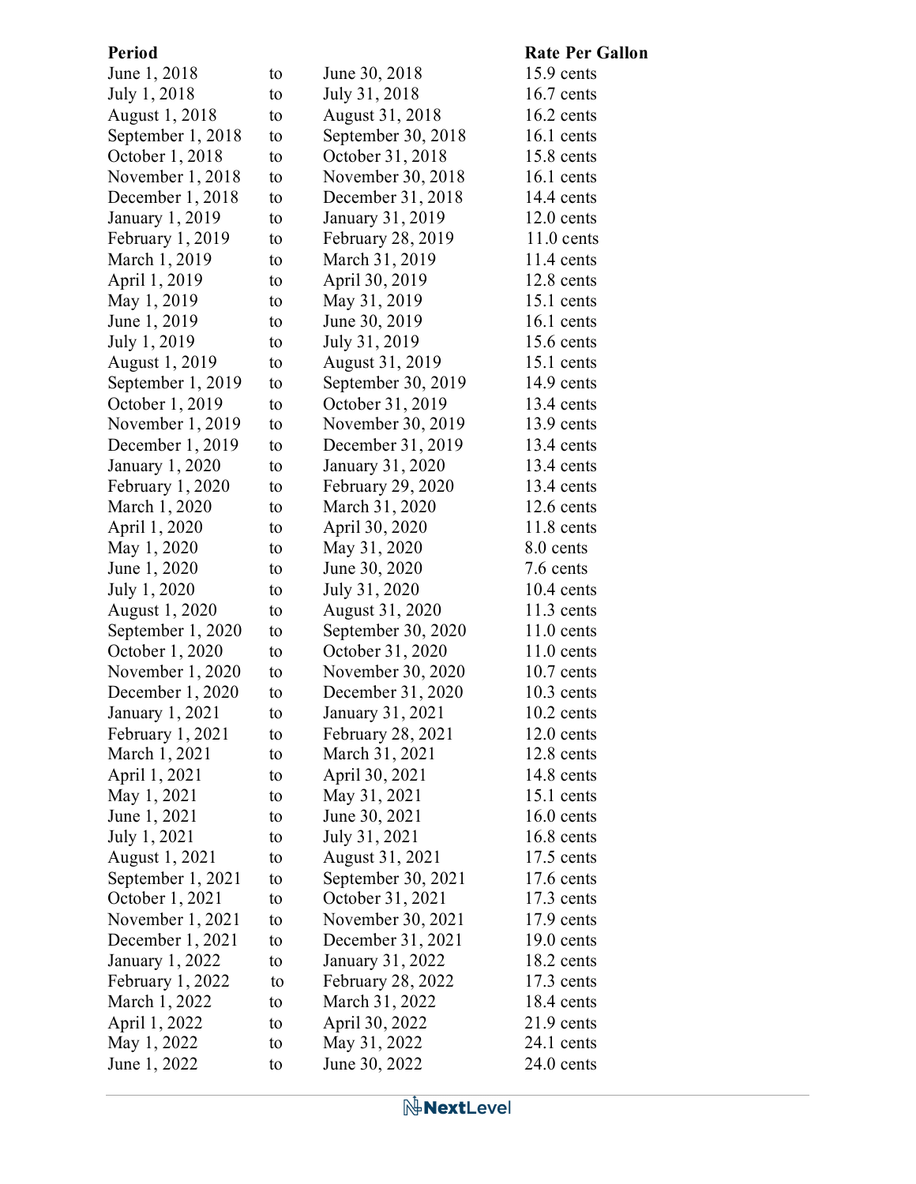| Period | | | Rate Per Gallon |
|---|---|---|---|
| June 1, 2018 | to | June 30, 2018 | 15.9 cents |
| July 1, 2018 | to | July 31, 2018 | 16.7 cents |
| August 1, 2018 | to | August 31, 2018 | 16.2 cents |
| September 1, 2018 | to | September 30, 2018 | 16.1 cents |
| October 1, 2018 | to | October 31, 2018 | 15.8 cents |
| November 1, 2018 | to | November 30, 2018 | 16.1 cents |
| December 1, 2018 | to | December 31, 2018 | 14.4 cents |
| January 1, 2019 | to | January 31, 2019 | 12.0 cents |
| February 1, 2019 | to | February 28, 2019 | 11.0 cents |
| March 1, 2019 | to | March 31, 2019 | 11.4 cents |
| April 1, 2019 | to | April 30, 2019 | 12.8 cents |
| May 1, 2019 | to | May 31, 2019 | 15.1 cents |
| June 1, 2019 | to | June 30, 2019 | 16.1 cents |
| July 1, 2019 | to | July 31, 2019 | 15.6 cents |
| August 1, 2019 | to | August 31, 2019 | 15.1 cents |
| September 1, 2019 | to | September 30, 2019 | 14.9 cents |
| October 1, 2019 | to | October 31, 2019 | 13.4 cents |
| November 1, 2019 | to | November 30, 2019 | 13.9 cents |
| December 1, 2019 | to | December 31, 2019 | 13.4 cents |
| January 1, 2020 | to | January 31, 2020 | 13.4 cents |
| February 1, 2020 | to | February 29, 2020 | 13.4 cents |
| March 1, 2020 | to | March 31, 2020 | 12.6 cents |
| April 1, 2020 | to | April 30, 2020 | 11.8 cents |
| May 1, 2020 | to | May 31, 2020 | 8.0 cents |
| June 1, 2020 | to | June 30, 2020 | 7.6 cents |
| July 1, 2020 | to | July 31, 2020 | 10.4 cents |
| August 1, 2020 | to | August 31, 2020 | 11.3 cents |
| September 1, 2020 | to | September 30, 2020 | 11.0 cents |
| October 1, 2020 | to | October 31, 2020 | 11.0 cents |
| November 1, 2020 | to | November 30, 2020 | 10.7 cents |
| December 1, 2020 | to | December 31, 2020 | 10.3 cents |
| January 1, 2021 | to | January 31, 2021 | 10.2 cents |
| February 1, 2021 | to | February 28, 2021 | 12.0 cents |
| March 1, 2021 | to | March 31, 2021 | 12.8 cents |
| April 1, 2021 | to | April 30, 2021 | 14.8 cents |
| May 1, 2021 | to | May 31, 2021 | 15.1 cents |
| June 1, 2021 | to | June 30, 2021 | 16.0 cents |
| July 1, 2021 | to | July 31, 2021 | 16.8 cents |
| August 1, 2021 | to | August 31, 2021 | 17.5 cents |
| September 1, 2021 | to | September 30, 2021 | 17.6 cents |
| October 1, 2021 | to | October 31, 2021 | 17.3 cents |
| November 1, 2021 | to | November 30, 2021 | 17.9 cents |
| December 1, 2021 | to | December 31, 2021 | 19.0 cents |
| January 1, 2022 | to | January 31, 2022 | 18.2 cents |
| February 1, 2022 | to | February 28, 2022 | 17.3 cents |
| March 1, 2022 | to | March 31, 2022 | 18.4 cents |
| April 1, 2022 | to | April 30, 2022 | 21.9 cents |
| May 1, 2022 | to | May 31, 2022 | 24.1 cents |
| June 1, 2022 | to | June 30, 2022 | 24.0 cents |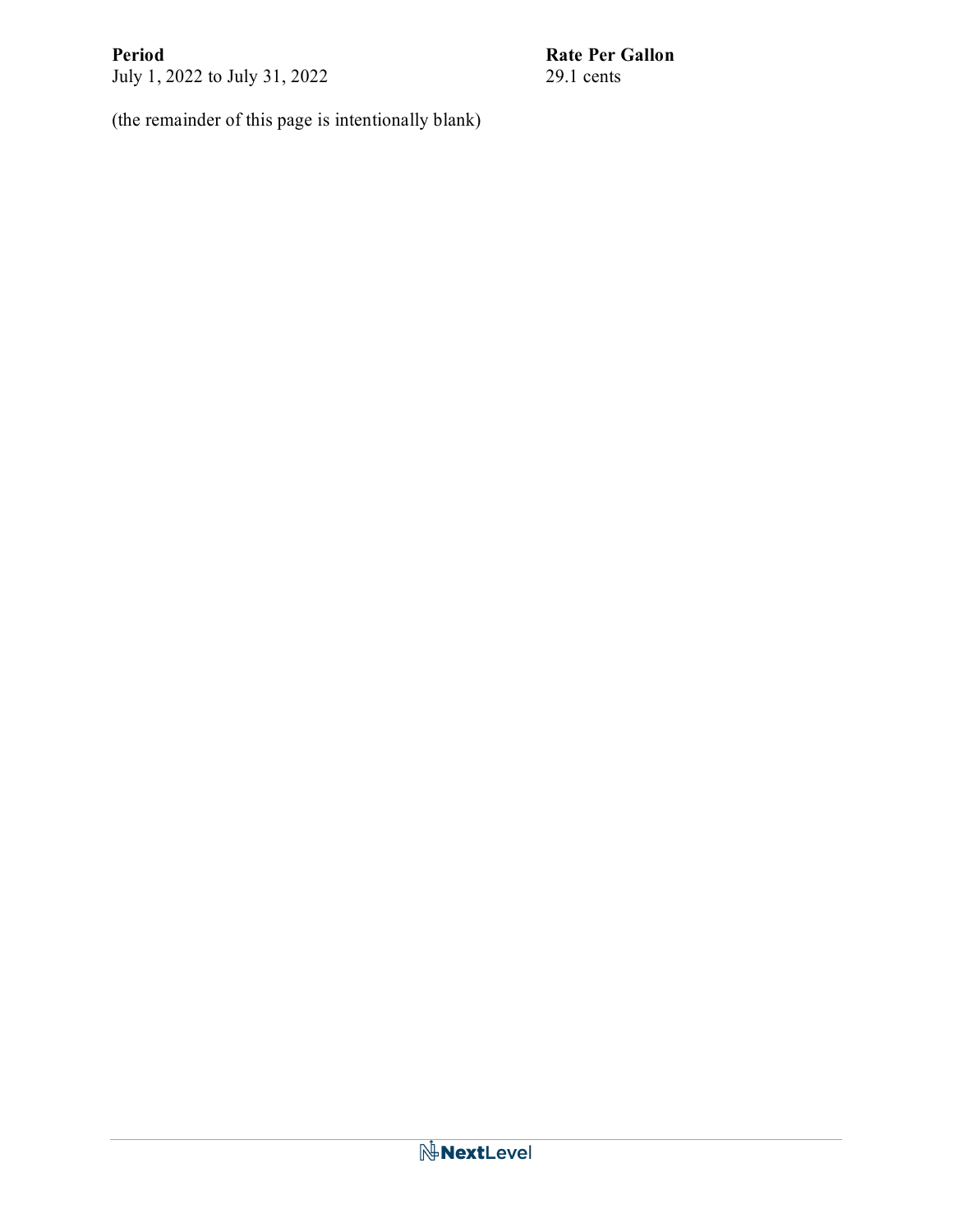| **Period** | **Rate Per Gallon** |
| --- | --- |
| July 1, 2022 to July 31, 2022 | 29.1 cents |

(the remainder of this page is intentionally blank)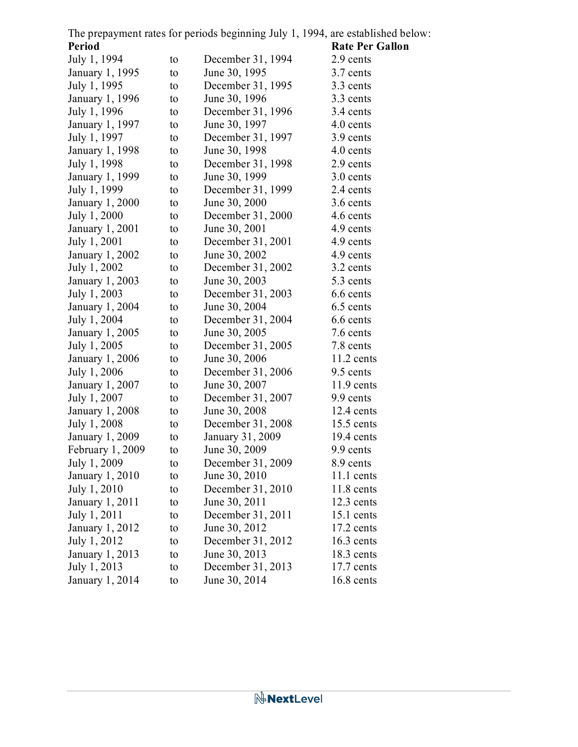The prepayment rates for periods beginning July 1, 1994, are established below:

| **Period** | | | **Rate Per Gallon** |
|---|---|---|---|
| July 1, 1994 | to | December 31, 1994 | 2.9 cents |
| January 1, 1995 | to | June 30, 1995 | 3.7 cents |
| July 1, 1995 | to | December 31, 1995 | 3.3 cents |
| January 1, 1996 | to | June 30, 1996 | 3.3 cents |
| July 1, 1996 | to | December 31, 1996 | 3.4 cents |
| January 1, 1997 | to | June 30, 1997 | 4.0 cents |
| July 1, 1997 | to | December 31, 1997 | 3.9 cents |
| January 1, 1998 | to | June 30, 1998 | 4.0 cents |
| July 1, 1998 | to | December 31, 1998 | 2.9 cents |
| January 1, 1999 | to | June 30, 1999 | 3.0 cents |
| July 1, 1999 | to | December 31, 1999 | 2.4 cents |
| January 1, 2000 | to | June 30, 2000 | 3.6 cents |
| July 1, 2000 | to | December 31, 2000 | 4.6 cents |
| January 1, 2001 | to | June 30, 2001 | 4.9 cents |
| July 1, 2001 | to | December 31, 2001 | 4.9 cents |
| January 1, 2002 | to | June 30, 2002 | 4.9 cents |
| July 1, 2002 | to | December 31, 2002 | 3.2 cents |
| January 1, 2003 | to | June 30, 2003 | 5.3 cents |
| July 1, 2003 | to | December 31, 2003 | 6.6 cents |
| January 1, 2004 | to | June 30, 2004 | 6.5 cents |
| July 1, 2004 | to | December 31, 2004 | 6.6 cents |
| January 1, 2005 | to | June 30, 2005 | 7.6 cents |
| July 1, 2005 | to | December 31, 2005 | 7.8 cents |
| January 1, 2006 | to | June 30, 2006 | 11.2 cents |
| July 1, 2006 | to | December 31, 2006 | 9.5 cents |
| January 1, 2007 | to | June 30, 2007 | 11.9 cents |
| July 1, 2007 | to | December 31, 2007 | 9.9 cents |
| January 1, 2008 | to | June 30, 2008 | 12.4 cents |
| July 1, 2008 | to | December 31, 2008 | 15.5 cents |
| January 1, 2009 | to | January 31, 2009 | 19.4 cents |
| February 1, 2009 | to | June 30, 2009 | 9.9 cents |
| July 1, 2009 | to | December 31, 2009 | 8.9 cents |
| January 1, 2010 | to | June 30, 2010 | 11.1 cents |
| July 1, 2010 | to | December 31, 2010 | 11.8 cents |
| January 1, 2011 | to | June 30, 2011 | 12.3 cents |
| July 1, 2011 | to | December 31, 2011 | 15.1 cents |
| January 1, 2012 | to | June 30, 2012 | 17.2 cents |
| July 1, 2012 | to | December 31, 2012 | 16.3 cents |
| January 1, 2013 | to | June 30, 2013 | 18.3 cents |
| July 1, 2013 | to | December 31, 2013 | 17.7 cents |
| January 1, 2014 | to | June 30, 2014 | 16.8 cents |